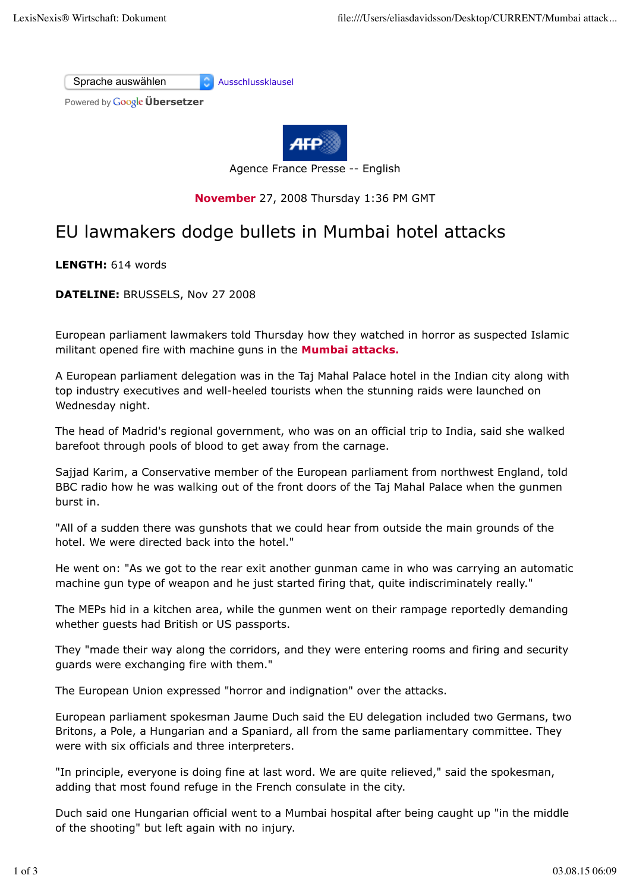Sprache auswählen Ausschlussklausel

Powered by Google Übersetzer

Agence France Presse -- English

**November** 27, 2008 Thursday 1:36 PM GMT

# EU lawmakers dodge bullets in Mumbai hotel attacks

**LENGTH:** 614 words

**DATELINE:** BRUSSELS, Nov 27 2008

European parliament lawmakers told Thursday how they watched in horror as suspected Islamic militant opened fire with machine guns in the **Mumbai attacks.**

A European parliament delegation was in the Taj Mahal Palace hotel in the Indian city along with top industry executives and well-heeled tourists when the stunning raids were launched on Wednesday night.

The head of Madrid's regional government, who was on an official trip to India, said she walked barefoot through pools of blood to get away from the carnage.

Sajjad Karim, a Conservative member of the European parliament from northwest England, told BBC radio how he was walking out of the front doors of the Taj Mahal Palace when the gunmen burst in.

"All of a sudden there was gunshots that we could hear from outside the main grounds of the hotel. We were directed back into the hotel."

He went on: "As we got to the rear exit another gunman came in who was carrying an automatic machine gun type of weapon and he just started firing that, quite indiscriminately really."

The MEPs hid in a kitchen area, while the gunmen went on their rampage reportedly demanding whether guests had British or US passports.

They "made their way along the corridors, and they were entering rooms and firing and security guards were exchanging fire with them."

The European Union expressed "horror and indignation" over the attacks.

European parliament spokesman Jaume Duch said the EU delegation included two Germans, two Britons, a Pole, a Hungarian and a Spaniard, all from the same parliamentary committee. They were with six officials and three interpreters.

"In principle, everyone is doing fine at last word. We are quite relieved," said the spokesman, adding that most found refuge in the French consulate in the city.

Duch said one Hungarian official went to a Mumbai hospital after being caught up "in the middle of the shooting" but left again with no injury.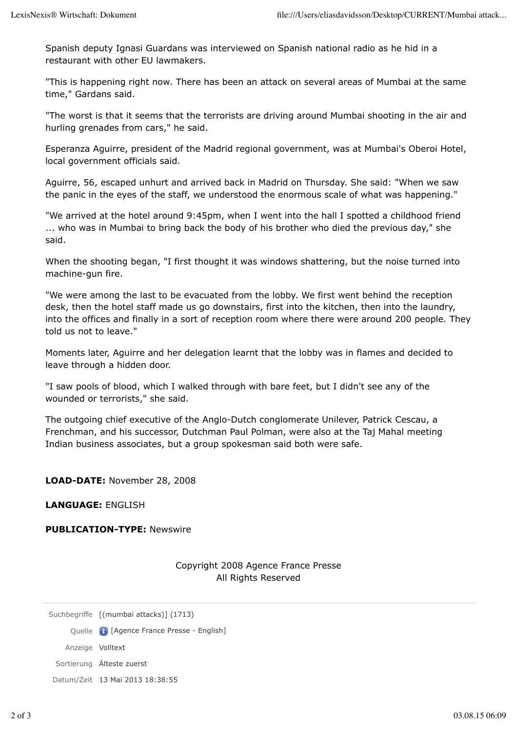Spanish deputy Ignasi Guardans was interviewed on Spanish national radio as he hid in a restaurant with other EU lawmakers.

"This is happening right now. There has been an attack on several areas of Mumbai at the same time," Gardans said.

"The worst is that it seems that the terrorists are driving around Mumbai shooting in the air and hurling grenades from cars," he said.

Esperanza Aguirre, president of the Madrid regional government, was at Mumbai's Oberoi Hotel, local government officials said.

Aguirre, 56, escaped unhurt and arrived back in Madrid on Thursday. She said: "When we saw the panic in the eyes of the staff, we understood the enormous scale of what was happening."

"We arrived at the hotel around 9:45pm, when I went into the hall I spotted a childhood friend ... who was in Mumbai to bring back the body of his brother who died the previous day," she said.

When the shooting began, "I first thought it was windows shattering, but the noise turned into machine-gun fire.

"We were among the last to be evacuated from the lobby. We first went behind the reception desk, then the hotel staff made us go downstairs, first into the kitchen, then into the laundry, into the offices and finally in a sort of reception room where there were around 200 people. They told us not to leave."

Moments later, Aguirre and her delegation learnt that the lobby was in flames and decided to leave through a hidden door.

"I saw pools of blood, which I walked through with bare feet, but I didn't see any of the wounded or terrorists," she said.

The outgoing chief executive of the Anglo-Dutch conglomerate Unilever, Patrick Cescau, a Frenchman, and his successor, Dutchman Paul Polman, were also at the Taj Mahal meeting Indian business associates, but a group spokesman said both were safe.

**LOAD-DATE:** November 28, 2008

**LANGUAGE:** ENGLISH

**PUBLICATION-TYPE:** Newswire

Copyright 2008 Agence France Presse
All Rights Reserved

Suchbegriffe [(mumbai attacks)] (1713)

Quelle [Agence France Presse - English]

Anzeige Volltext

Sortierung Älteste zuerst

Datum/Zeit 13 Mai 2013 18:38:55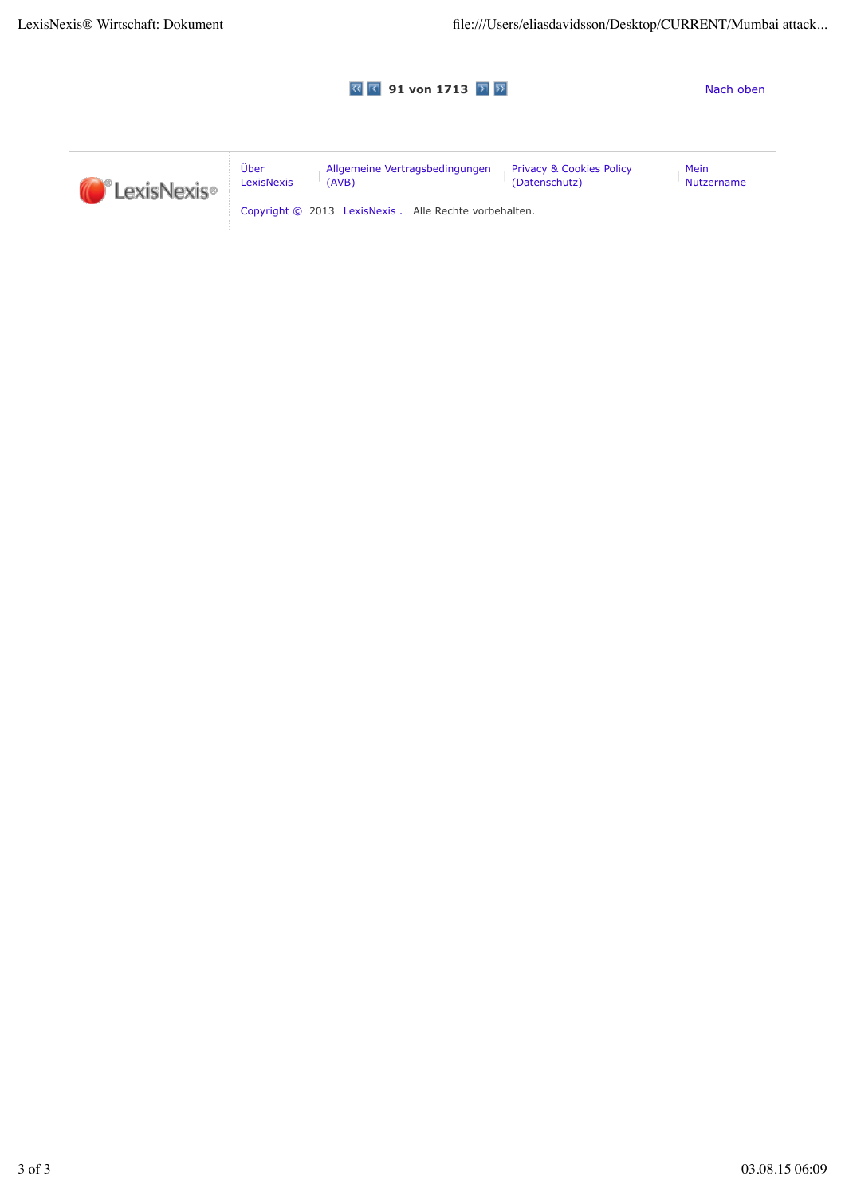91 von 1713

Nach oben

Über LexisNexis | Allgemeine Vertragsbedingungen (AVB) | Privacy & Cookies Policy (Datenschutz) | Mein Nutzername

Copyright © 2013 LexisNexis . Alle Rechte vorbehalten.